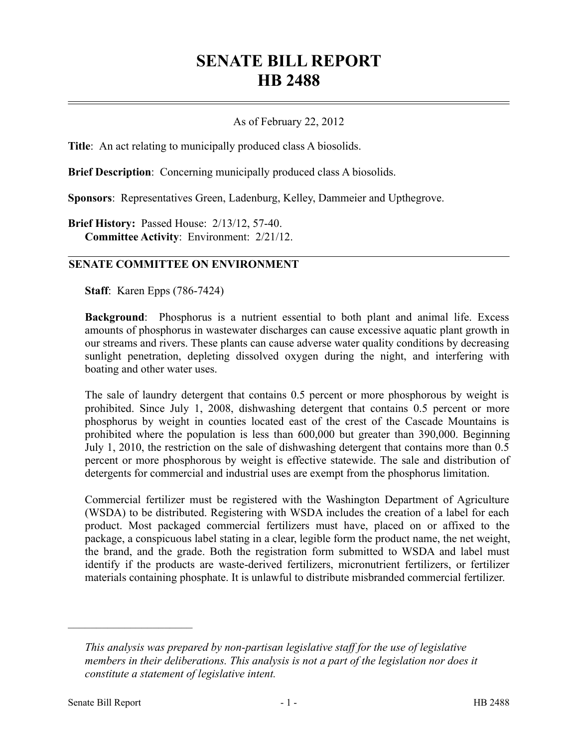# SENATE BILL REPORT
# HB 2488

As of February 22, 2012

**Title**: An act relating to municipally produced class A biosolids.

**Brief Description**: Concerning municipally produced class A biosolids.

**Sponsors**: Representatives Green, Ladenburg, Kelley, Dammeier and Upthegrove.

**Brief History:** Passed House: 2/13/12, 57-40.
**Committee Activity**: Environment: 2/21/12.

## SENATE COMMITTEE ON ENVIRONMENT

**Staff**: Karen Epps (786-7424)

**Background**: Phosphorus is a nutrient essential to both plant and animal life. Excess amounts of phosphorus in wastewater discharges can cause excessive aquatic plant growth in our streams and rivers. These plants can cause adverse water quality conditions by decreasing sunlight penetration, depleting dissolved oxygen during the night, and interfering with boating and other water uses.

The sale of laundry detergent that contains 0.5 percent or more phosphorous by weight is prohibited. Since July 1, 2008, dishwashing detergent that contains 0.5 percent or more phosphorus by weight in counties located east of the crest of the Cascade Mountains is prohibited where the population is less than 600,000 but greater than 390,000. Beginning July 1, 2010, the restriction on the sale of dishwashing detergent that contains more than 0.5 percent or more phosphorous by weight is effective statewide. The sale and distribution of detergents for commercial and industrial uses are exempt from the phosphorus limitation.

Commercial fertilizer must be registered with the Washington Department of Agriculture (WSDA) to be distributed. Registering with WSDA includes the creation of a label for each product. Most packaged commercial fertilizers must have, placed on or affixed to the package, a conspicuous label stating in a clear, legible form the product name, the net weight, the brand, and the grade. Both the registration form submitted to WSDA and label must identify if the products are waste-derived fertilizers, micronutrient fertilizers, or fertilizer materials containing phosphate. It is unlawful to distribute misbranded commercial fertilizer.

---

*This analysis was prepared by non-partisan legislative staff for the use of legislative members in their deliberations. This analysis is not a part of the legislation nor does it constitute a statement of legislative intent.*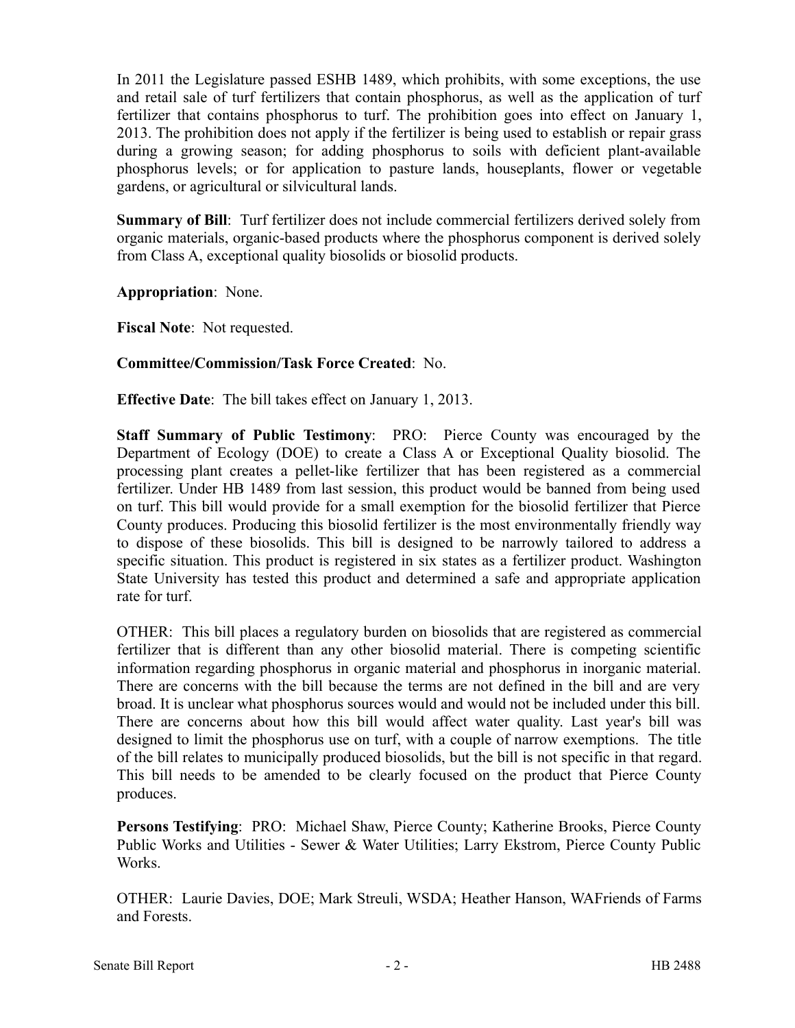In 2011 the Legislature passed ESHB 1489, which prohibits, with some exceptions, the use and retail sale of turf fertilizers that contain phosphorus, as well as the application of turf fertilizer that contains phosphorus to turf. The prohibition goes into effect on January 1, 2013. The prohibition does not apply if the fertilizer is being used to establish or repair grass during a growing season; for adding phosphorus to soils with deficient plant-available phosphorus levels; or for application to pasture lands, houseplants, flower or vegetable gardens, or agricultural or silvicultural lands.

**Summary of Bill**: Turf fertilizer does not include commercial fertilizers derived solely from organic materials, organic-based products where the phosphorus component is derived solely from Class A, exceptional quality biosolids or biosolid products.

**Appropriation**: None.

**Fiscal Note**: Not requested.

**Committee/Commission/Task Force Created**: No.

**Effective Date**: The bill takes effect on January 1, 2013.

**Staff Summary of Public Testimony**: PRO: Pierce County was encouraged by the Department of Ecology (DOE) to create a Class A or Exceptional Quality biosolid. The processing plant creates a pellet-like fertilizer that has been registered as a commercial fertilizer. Under HB 1489 from last session, this product would be banned from being used on turf. This bill would provide for a small exemption for the biosolid fertilizer that Pierce County produces. Producing this biosolid fertilizer is the most environmentally friendly way to dispose of these biosolids. This bill is designed to be narrowly tailored to address a specific situation. This product is registered in six states as a fertilizer product. Washington State University has tested this product and determined a safe and appropriate application rate for turf.

OTHER: This bill places a regulatory burden on biosolids that are registered as commercial fertilizer that is different than any other biosolid material. There is competing scientific information regarding phosphorus in organic material and phosphorus in inorganic material. There are concerns with the bill because the terms are not defined in the bill and are very broad. It is unclear what phosphorus sources would and would not be included under this bill. There are concerns about how this bill would affect water quality. Last year's bill was designed to limit the phosphorus use on turf, with a couple of narrow exemptions. The title of the bill relates to municipally produced biosolids, but the bill is not specific in that regard. This bill needs to be amended to be clearly focused on the product that Pierce County produces.

**Persons Testifying**: PRO: Michael Shaw, Pierce County; Katherine Brooks, Pierce County Public Works and Utilities - Sewer & Water Utilities; Larry Ekstrom, Pierce County Public Works.

OTHER: Laurie Davies, DOE; Mark Streuli, WSDA; Heather Hanson, WAFriends of Farms and Forests.